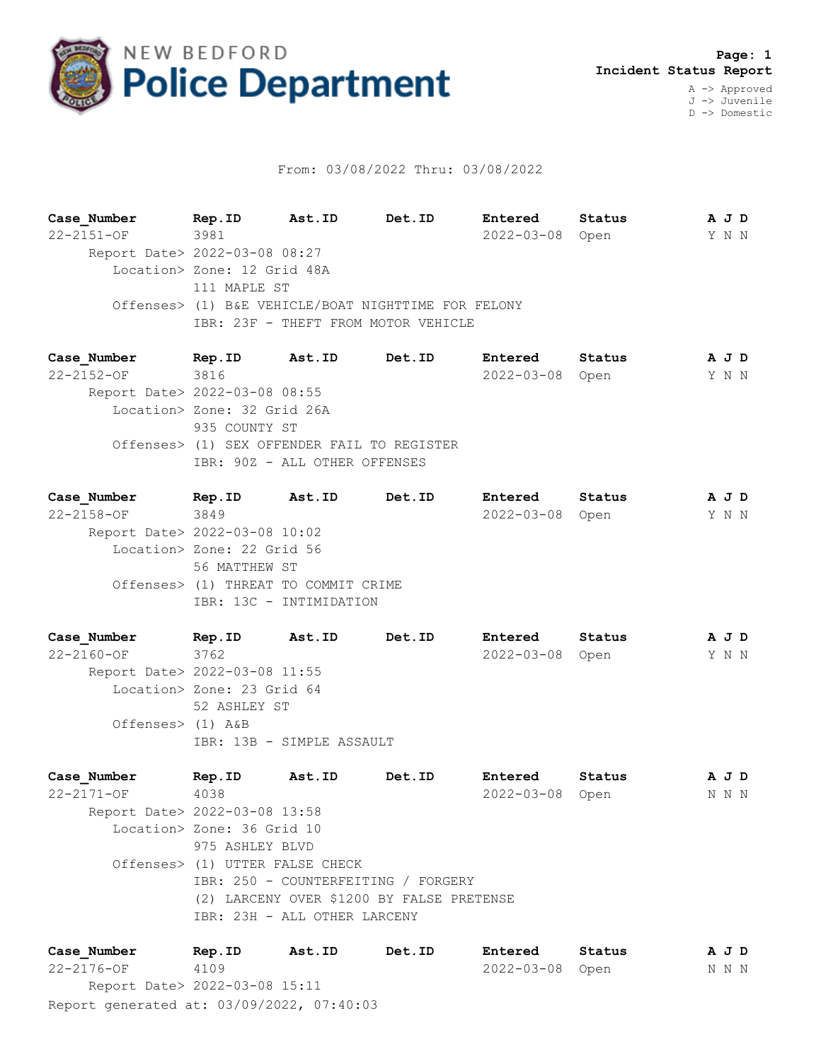# NEW BEDFORD Police Department

**Page: 1**
**Incident Status Report**

A -> Approved
J -> Juvenile
D -> Domestic

From: 03/08/2022 Thru: 03/08/2022

| Case_Number | Rep.ID | Ast.ID | Det.ID | Entered | Status | A J D |
|---|---|---|---|---|---|---|
| 22-2151-OF | 3981 | | | 2022-03-08 | Open | Y N N |

Report Date> 2022-03-08 08:27
Location> Zone: 12 Grid 48A
111 MAPLE ST
Offenses> (1) B&E VEHICLE/BOAT NIGHTTIME FOR FELONY
IBR: 23F - THEFT FROM MOTOR VEHICLE

| Case_Number | Rep.ID | Ast.ID | Det.ID | Entered | Status | A J D |
|---|---|---|---|---|---|---|
| 22-2152-OF | 3816 | | | 2022-03-08 | Open | Y N N |

Report Date> 2022-03-08 08:55
Location> Zone: 32 Grid 26A
935 COUNTY ST
Offenses> (1) SEX OFFENDER FAIL TO REGISTER
IBR: 90Z - ALL OTHER OFFENSES

| Case_Number | Rep.ID | Ast.ID | Det.ID | Entered | Status | A J D |
|---|---|---|---|---|---|---|
| 22-2158-OF | 3849 | | | 2022-03-08 | Open | Y N N |

Report Date> 2022-03-08 10:02
Location> Zone: 22 Grid 56
56 MATTHEW ST
Offenses> (1) THREAT TO COMMIT CRIME
IBR: 13C - INTIMIDATION

| Case_Number | Rep.ID | Ast.ID | Det.ID | Entered | Status | A J D |
|---|---|---|---|---|---|---|
| 22-2160-OF | 3762 | | | 2022-03-08 | Open | Y N N |

Report Date> 2022-03-08 11:55
Location> Zone: 23 Grid 64
52 ASHLEY ST
Offenses> (1) A&B
IBR: 13B - SIMPLE ASSAULT

| Case_Number | Rep.ID | Ast.ID | Det.ID | Entered | Status | A J D |
|---|---|---|---|---|---|---|
| 22-2171-OF | 4038 | | | 2022-03-08 | Open | N N N |

Report Date> 2022-03-08 13:58
Location> Zone: 36 Grid 10
975 ASHLEY BLVD
Offenses> (1) UTTER FALSE CHECK
IBR: 250 - COUNTERFEITING / FORGERY
(2) LARCENY OVER $1200 BY FALSE PRETENSE
IBR: 23H - ALL OTHER LARCENY

| Case_Number | Rep.ID | Ast.ID | Det.ID | Entered | Status | A J D |
|---|---|---|---|---|---|---|
| 22-2176-OF | 4109 | | | 2022-03-08 | Open | N N N |

Report Date> 2022-03-08 15:11

Report generated at: 03/09/2022, 07:40:03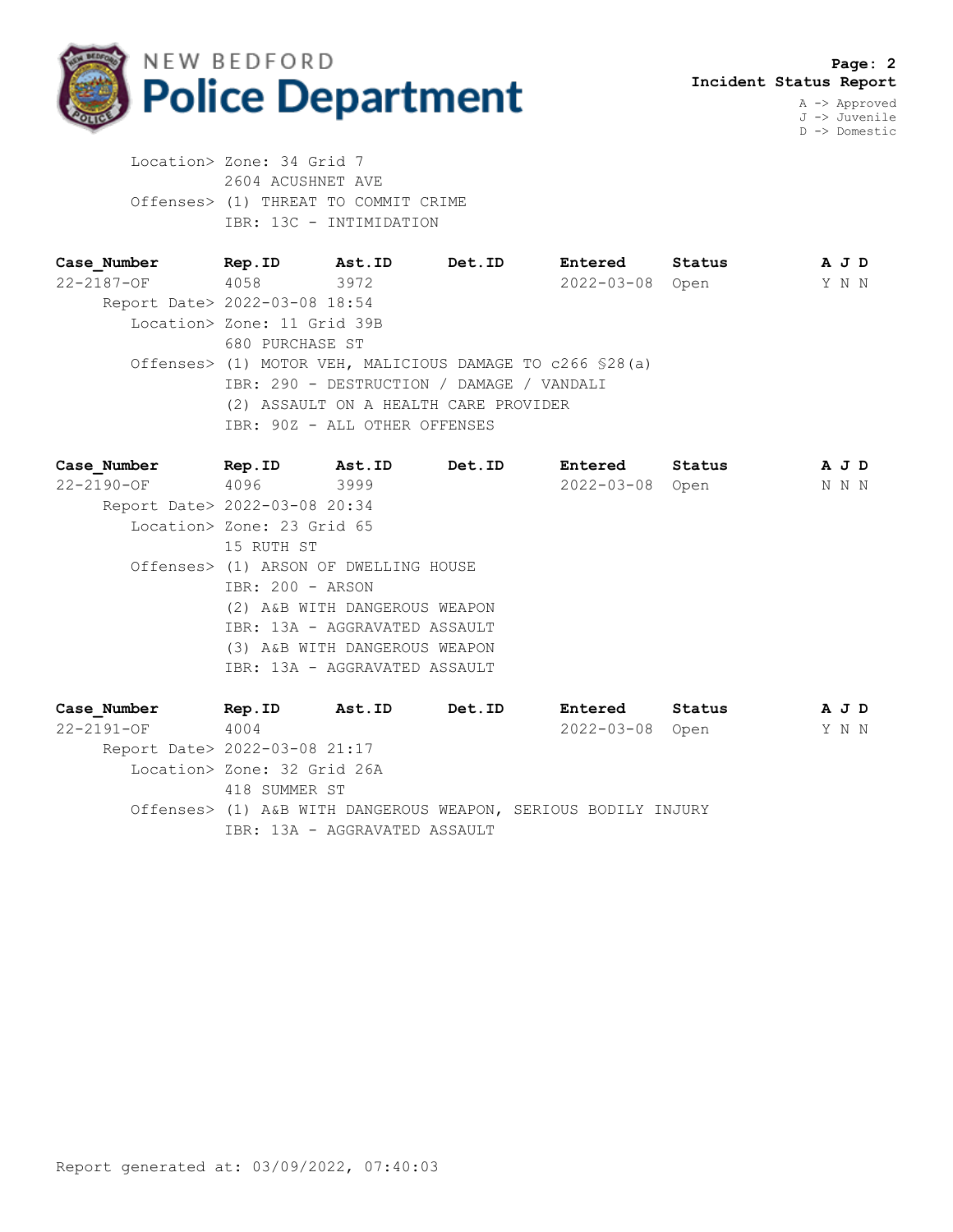**Incident Status Report**

A -> Approved
J -> Juvenile
D -> Domestic

Location> Zone: 34 Grid 7
2604 ACUSHNET AVE
Offenses> (1) THREAT TO COMMIT CRIME
IBR: 13C - INTIMIDATION

| Case_Number | Rep.ID | Ast.ID | Det.ID | Entered | Status | A J D |
|---|---|---|---|---|---|---|
| 22-2187-OF | 4058 | 3972 | | 2022-03-08 | Open | Y N N |

Report Date> 2022-03-08 18:54
Location> Zone: 11 Grid 39B
680 PURCHASE ST
Offenses> (1) MOTOR VEH, MALICIOUS DAMAGE TO c266 §28(a)
IBR: 290 - DESTRUCTION / DAMAGE / VANDALI
(2) ASSAULT ON A HEALTH CARE PROVIDER
IBR: 90Z - ALL OTHER OFFENSES

| Case_Number | Rep.ID | Ast.ID | Det.ID | Entered | Status | A J D |
|---|---|---|---|---|---|---|
| 22-2190-OF | 4096 | 3999 | | 2022-03-08 | Open | N N N |

Report Date> 2022-03-08 20:34
Location> Zone: 23 Grid 65
15 RUTH ST
Offenses> (1) ARSON OF DWELLING HOUSE
IBR: 200 - ARSON
(2) A&B WITH DANGEROUS WEAPON
IBR: 13A - AGGRAVATED ASSAULT
(3) A&B WITH DANGEROUS WEAPON
IBR: 13A - AGGRAVATED ASSAULT

| Case_Number | Rep.ID | Ast.ID | Det.ID | Entered | Status | A J D |
|---|---|---|---|---|---|---|
| 22-2191-OF | 4004 | | | 2022-03-08 | Open | Y N N |

Report Date> 2022-03-08 21:17
Location> Zone: 32 Grid 26A
418 SUMMER ST
Offenses> (1) A&B WITH DANGEROUS WEAPON, SERIOUS BODILY INJURY
IBR: 13A - AGGRAVATED ASSAULT

Report generated at: 03/09/2022, 07:40:03